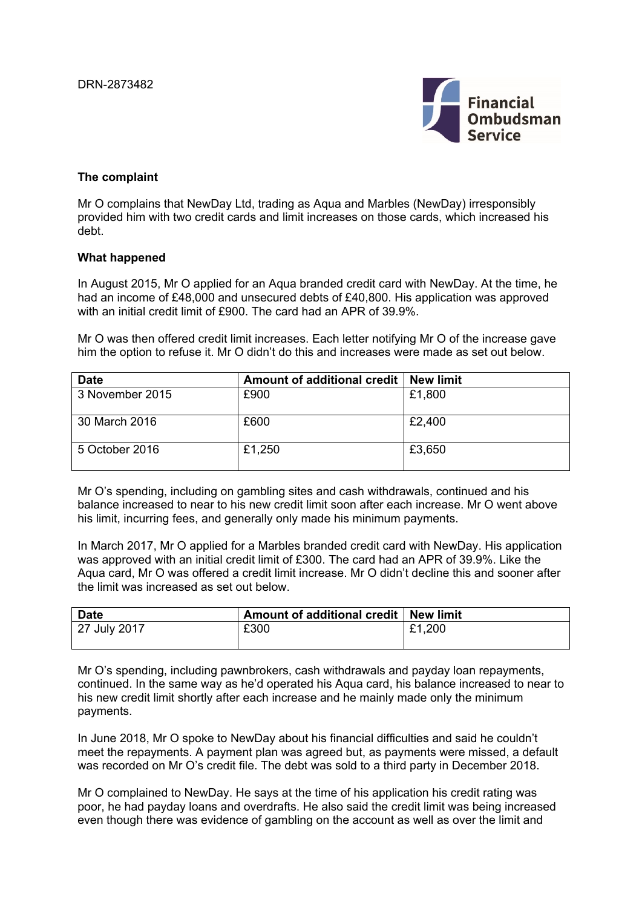DRN-2873482

## The complaint

Mr O complains that NewDay Ltd, trading as Aqua and Marbles (NewDay) irresponsibly provided him with two credit cards and limit increases on those cards, which increased his debt.

## What happened

In August 2015, Mr O applied for an Aqua branded credit card with NewDay. At the time, he had an income of £48,000 and unsecured debts of £40,800. His application was approved with an initial credit limit of £900. The card had an APR of 39.9%.

Mr O was then offered credit limit increases. Each letter notifying Mr O of the increase gave him the option to refuse it. Mr O didn't do this and increases were made as set out below.

| Date | Amount of additional credit | New limit |
|---|---|---|
| 3 November 2015 | £900 | £1,800 |
| 30 March 2016 | £600 | £2,400 |
| 5 October 2016 | £1,250 | £3,650 |

Mr O's spending, including on gambling sites and cash withdrawals, continued and his balance increased to near to his new credit limit soon after each increase. Mr O went above his limit, incurring fees, and generally only made his minimum payments.

In March 2017, Mr O applied for a Marbles branded credit card with NewDay. His application was approved with an initial credit limit of £300. The card had an APR of 39.9%. Like the Aqua card, Mr O was offered a credit limit increase. Mr O didn't decline this and sooner after the limit was increased as set out below.

| Date | Amount of additional credit | New limit |
|---|---|---|
| 27 July 2017 | £300 | £1,200 |

Mr O's spending, including pawnbrokers, cash withdrawals and payday loan repayments, continued. In the same way as he'd operated his Aqua card, his balance increased to near to his new credit limit shortly after each increase and he mainly made only the minimum payments.

In June 2018, Mr O spoke to NewDay about his financial difficulties and said he couldn't meet the repayments. A payment plan was agreed but, as payments were missed, a default was recorded on Mr O's credit file. The debt was sold to a third party in December 2018.

Mr O complained to NewDay. He says at the time of his application his credit rating was poor, he had payday loans and overdrafts. He also said the credit limit was being increased even though there was evidence of gambling on the account as well as over the limit and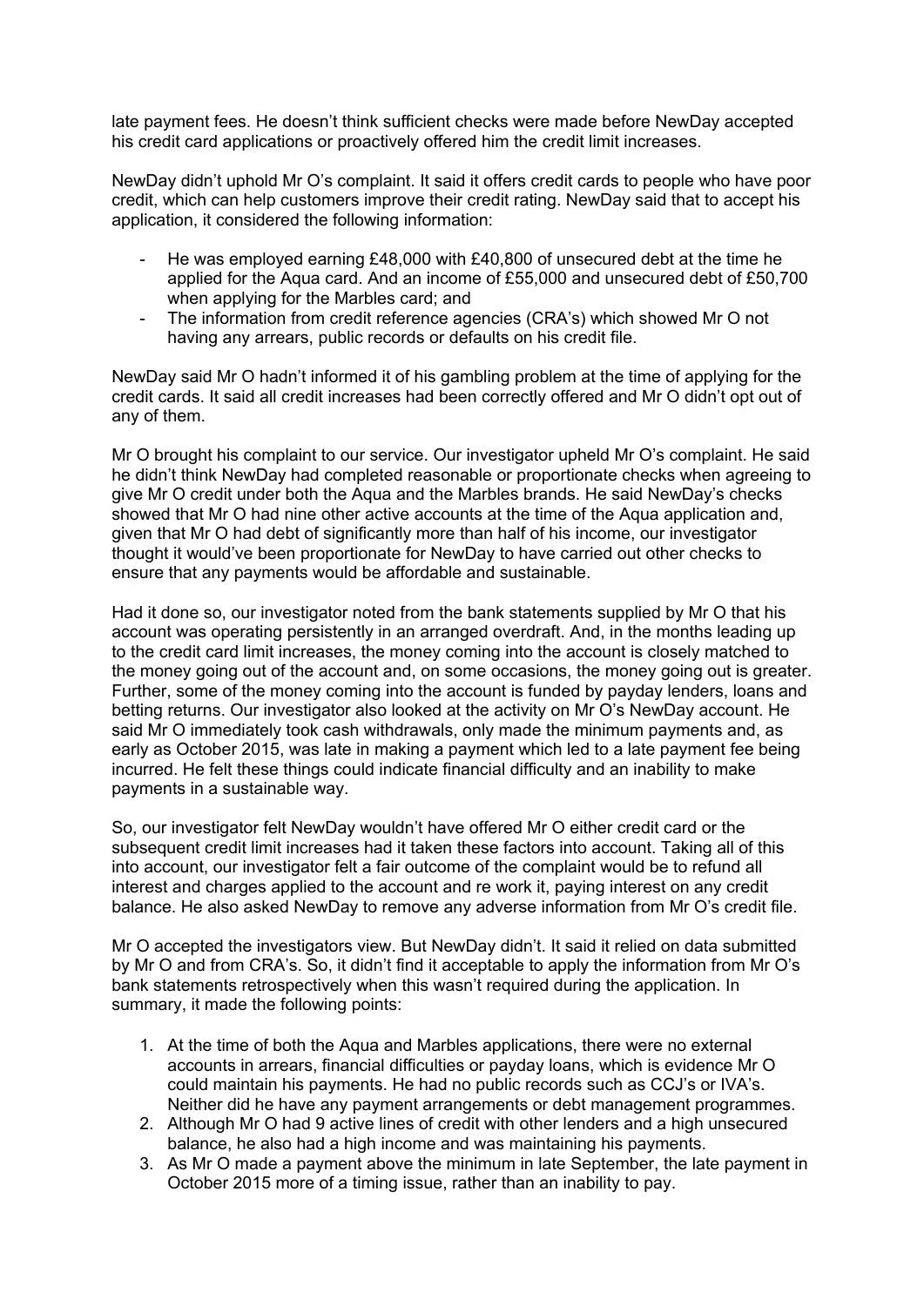late payment fees. He doesn't think sufficient checks were made before NewDay accepted his credit card applications or proactively offered him the credit limit increases.

NewDay didn't uphold Mr O's complaint. It said it offers credit cards to people who have poor credit, which can help customers improve their credit rating. NewDay said that to accept his application, it considered the following information:

- He was employed earning £48,000 with £40,800 of unsecured debt at the time he applied for the Aqua card. And an income of £55,000 and unsecured debt of £50,700 when applying for the Marbles card; and
- The information from credit reference agencies (CRA's) which showed Mr O not having any arrears, public records or defaults on his credit file.

NewDay said Mr O hadn't informed it of his gambling problem at the time of applying for the credit cards. It said all credit increases had been correctly offered and Mr O didn't opt out of any of them.

Mr O brought his complaint to our service. Our investigator upheld Mr O's complaint. He said he didn't think NewDay had completed reasonable or proportionate checks when agreeing to give Mr O credit under both the Aqua and the Marbles brands. He said NewDay's checks showed that Mr O had nine other active accounts at the time of the Aqua application and, given that Mr O had debt of significantly more than half of his income, our investigator thought it would've been proportionate for NewDay to have carried out other checks to ensure that any payments would be affordable and sustainable.

Had it done so, our investigator noted from the bank statements supplied by Mr O that his account was operating persistently in an arranged overdraft. And, in the months leading up to the credit card limit increases, the money coming into the account is closely matched to the money going out of the account and, on some occasions, the money going out is greater. Further, some of the money coming into the account is funded by payday lenders, loans and betting returns. Our investigator also looked at the activity on Mr O's NewDay account. He said Mr O immediately took cash withdrawals, only made the minimum payments and, as early as October 2015, was late in making a payment which led to a late payment fee being incurred. He felt these things could indicate financial difficulty and an inability to make payments in a sustainable way.

So, our investigator felt NewDay wouldn't have offered Mr O either credit card or the subsequent credit limit increases had it taken these factors into account. Taking all of this into account, our investigator felt a fair outcome of the complaint would be to refund all interest and charges applied to the account and re work it, paying interest on any credit balance. He also asked NewDay to remove any adverse information from Mr O's credit file.

Mr O accepted the investigators view. But NewDay didn't. It said it relied on data submitted by Mr O and from CRA's. So, it didn't find it acceptable to apply the information from Mr O's bank statements retrospectively when this wasn't required during the application. In summary, it made the following points:

1. At the time of both the Aqua and Marbles applications, there were no external accounts in arrears, financial difficulties or payday loans, which is evidence Mr O could maintain his payments. He had no public records such as CCJ's or IVA's. Neither did he have any payment arrangements or debt management programmes.
2. Although Mr O had 9 active lines of credit with other lenders and a high unsecured balance, he also had a high income and was maintaining his payments.
3. As Mr O made a payment above the minimum in late September, the late payment in October 2015 more of a timing issue, rather than an inability to pay.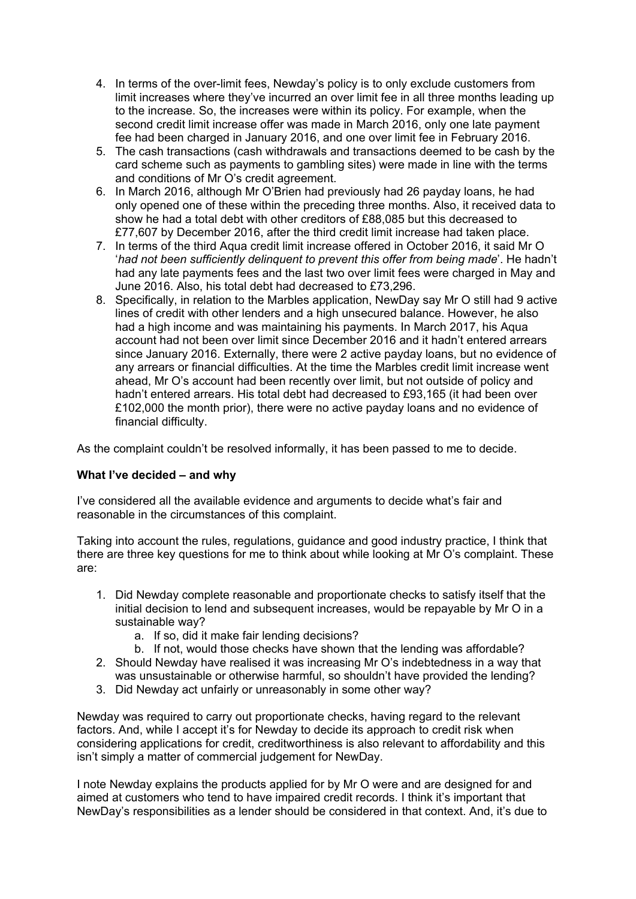4. In terms of the over-limit fees, Newday's policy is to only exclude customers from limit increases where they've incurred an over limit fee in all three months leading up to the increase. So, the increases were within its policy. For example, when the second credit limit increase offer was made in March 2016, only one late payment fee had been charged in January 2016, and one over limit fee in February 2016.
5. The cash transactions (cash withdrawals and transactions deemed to be cash by the card scheme such as payments to gambling sites) were made in line with the terms and conditions of Mr O's credit agreement.
6. In March 2016, although Mr O'Brien had previously had 26 payday loans, he had only opened one of these within the preceding three months. Also, it received data to show he had a total debt with other creditors of £88,085 but this decreased to £77,607 by December 2016, after the third credit limit increase had taken place.
7. In terms of the third Aqua credit limit increase offered in October 2016, it said Mr O '*had not been sufficiently delinquent to prevent this offer from being made*'. He hadn't had any late payments fees and the last two over limit fees were charged in May and June 2016. Also, his total debt had decreased to £73,296.
8. Specifically, in relation to the Marbles application, NewDay say Mr O still had 9 active lines of credit with other lenders and a high unsecured balance. However, he also had a high income and was maintaining his payments. In March 2017, his Aqua account had not been over limit since December 2016 and it hadn't entered arrears since January 2016. Externally, there were 2 active payday loans, but no evidence of any arrears or financial difficulties. At the time the Marbles credit limit increase went ahead, Mr O's account had been recently over limit, but not outside of policy and hadn't entered arrears. His total debt had decreased to £93,165 (it had been over £102,000 the month prior), there were no active payday loans and no evidence of financial difficulty.

As the complaint couldn't be resolved informally, it has been passed to me to decide.

**What I've decided – and why**

I've considered all the available evidence and arguments to decide what's fair and reasonable in the circumstances of this complaint.

Taking into account the rules, regulations, guidance and good industry practice, I think that there are three key questions for me to think about while looking at Mr O's complaint. These are:

1. Did Newday complete reasonable and proportionate checks to satisfy itself that the initial decision to lend and subsequent increases, would be repayable by Mr O in a sustainable way?
   a. If so, did it make fair lending decisions?
   b. If not, would those checks have shown that the lending was affordable?
2. Should Newday have realised it was increasing Mr O's indebtedness in a way that was unsustainable or otherwise harmful, so shouldn't have provided the lending?
3. Did Newday act unfairly or unreasonably in some other way?

Newday was required to carry out proportionate checks, having regard to the relevant factors. And, while I accept it's for Newday to decide its approach to credit risk when considering applications for credit, creditworthiness is also relevant to affordability and this isn't simply a matter of commercial judgement for NewDay.

I note Newday explains the products applied for by Mr O were and are designed for and aimed at customers who tend to have impaired credit records. I think it's important that NewDay's responsibilities as a lender should be considered in that context. And, it's due to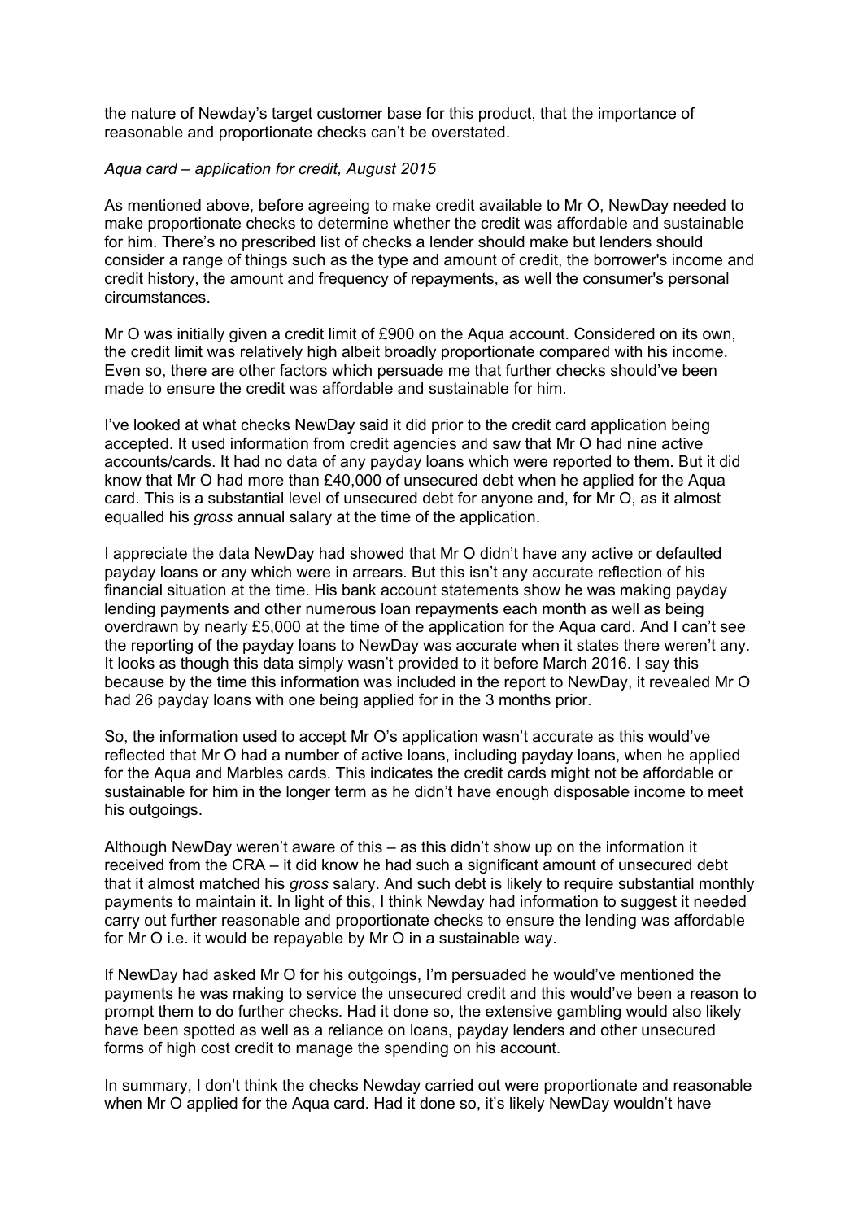the nature of Newday's target customer base for this product, that the importance of reasonable and proportionate checks can't be overstated.

*Aqua card – application for credit, August 2015*

As mentioned above, before agreeing to make credit available to Mr O, NewDay needed to make proportionate checks to determine whether the credit was affordable and sustainable for him. There's no prescribed list of checks a lender should make but lenders should consider a range of things such as the type and amount of credit, the borrower's income and credit history, the amount and frequency of repayments, as well the consumer's personal circumstances.

Mr O was initially given a credit limit of £900 on the Aqua account. Considered on its own, the credit limit was relatively high albeit broadly proportionate compared with his income. Even so, there are other factors which persuade me that further checks should've been made to ensure the credit was affordable and sustainable for him.

I've looked at what checks NewDay said it did prior to the credit card application being accepted. It used information from credit agencies and saw that Mr O had nine active accounts/cards. It had no data of any payday loans which were reported to them. But it did know that Mr O had more than £40,000 of unsecured debt when he applied for the Aqua card. This is a substantial level of unsecured debt for anyone and, for Mr O, as it almost equalled his *gross* annual salary at the time of the application.

I appreciate the data NewDay had showed that Mr O didn't have any active or defaulted payday loans or any which were in arrears. But this isn't any accurate reflection of his financial situation at the time. His bank account statements show he was making payday lending payments and other numerous loan repayments each month as well as being overdrawn by nearly £5,000 at the time of the application for the Aqua card. And I can't see the reporting of the payday loans to NewDay was accurate when it states there weren't any. It looks as though this data simply wasn't provided to it before March 2016. I say this because by the time this information was included in the report to NewDay, it revealed Mr O had 26 payday loans with one being applied for in the 3 months prior.

So, the information used to accept Mr O's application wasn't accurate as this would've reflected that Mr O had a number of active loans, including payday loans, when he applied for the Aqua and Marbles cards. This indicates the credit cards might not be affordable or sustainable for him in the longer term as he didn't have enough disposable income to meet his outgoings.

Although NewDay weren't aware of this – as this didn't show up on the information it received from the CRA – it did know he had such a significant amount of unsecured debt that it almost matched his *gross* salary. And such debt is likely to require substantial monthly payments to maintain it. In light of this, I think Newday had information to suggest it needed carry out further reasonable and proportionate checks to ensure the lending was affordable for Mr O i.e. it would be repayable by Mr O in a sustainable way.

If NewDay had asked Mr O for his outgoings, I'm persuaded he would've mentioned the payments he was making to service the unsecured credit and this would've been a reason to prompt them to do further checks. Had it done so, the extensive gambling would also likely have been spotted as well as a reliance on loans, payday lenders and other unsecured forms of high cost credit to manage the spending on his account.

In summary, I don't think the checks Newday carried out were proportionate and reasonable when Mr O applied for the Aqua card. Had it done so, it's likely NewDay wouldn't have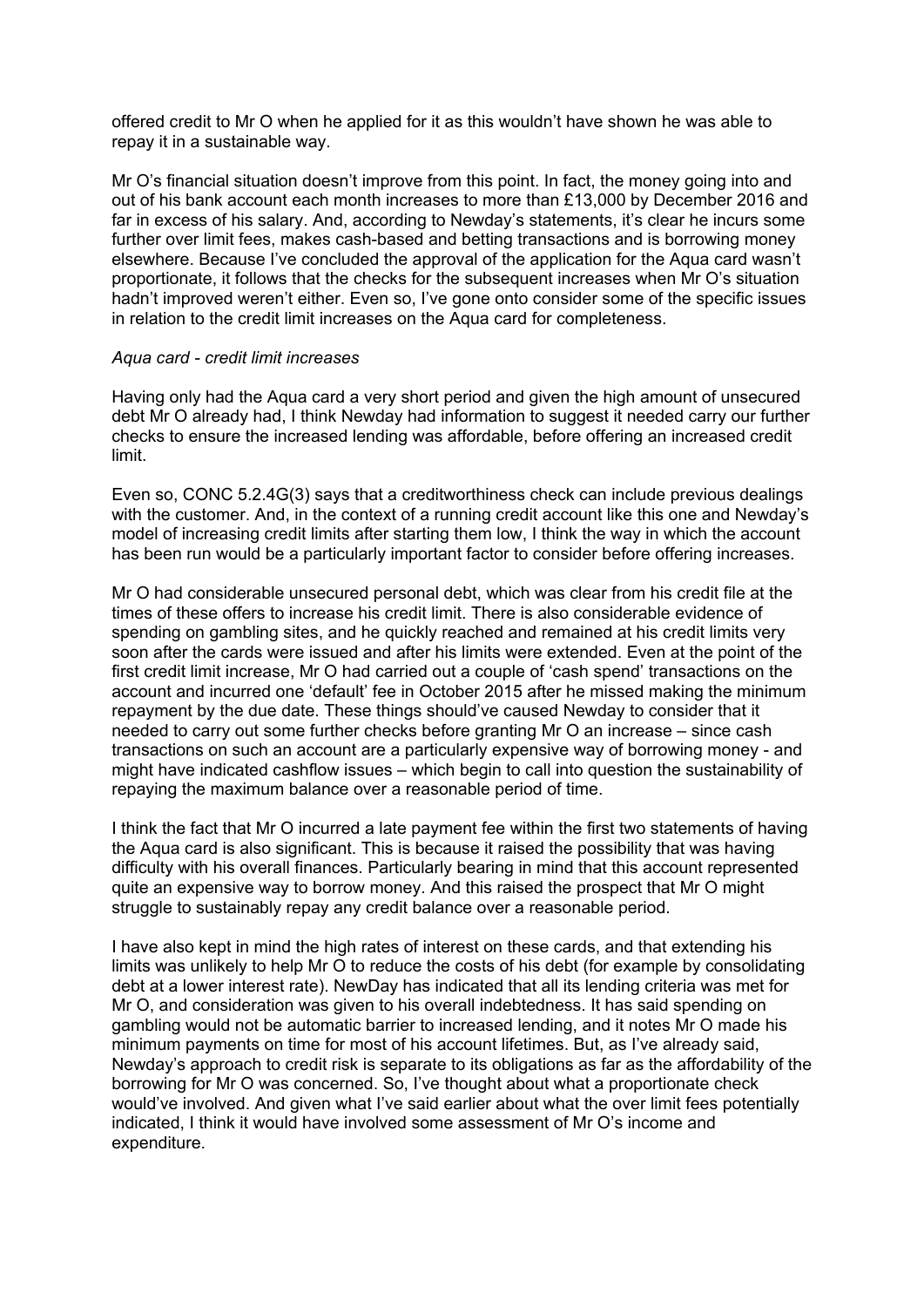offered credit to Mr O when he applied for it as this wouldn't have shown he was able to repay it in a sustainable way.

Mr O's financial situation doesn't improve from this point. In fact, the money going into and out of his bank account each month increases to more than £13,000 by December 2016 and far in excess of his salary. And, according to Newday's statements, it's clear he incurs some further over limit fees, makes cash-based and betting transactions and is borrowing money elsewhere. Because I've concluded the approval of the application for the Aqua card wasn't proportionate, it follows that the checks for the subsequent increases when Mr O's situation hadn't improved weren't either. Even so, I've gone onto consider some of the specific issues in relation to the credit limit increases on the Aqua card for completeness.

*Aqua card - credit limit increases*

Having only had the Aqua card a very short period and given the high amount of unsecured debt Mr O already had, I think Newday had information to suggest it needed carry our further checks to ensure the increased lending was affordable, before offering an increased credit limit.

Even so, CONC 5.2.4G(3) says that a creditworthiness check can include previous dealings with the customer. And, in the context of a running credit account like this one and Newday's model of increasing credit limits after starting them low, I think the way in which the account has been run would be a particularly important factor to consider before offering increases.

Mr O had considerable unsecured personal debt, which was clear from his credit file at the times of these offers to increase his credit limit. There is also considerable evidence of spending on gambling sites, and he quickly reached and remained at his credit limits very soon after the cards were issued and after his limits were extended. Even at the point of the first credit limit increase, Mr O had carried out a couple of 'cash spend' transactions on the account and incurred one 'default' fee in October 2015 after he missed making the minimum repayment by the due date. These things should've caused Newday to consider that it needed to carry out some further checks before granting Mr O an increase – since cash transactions on such an account are a particularly expensive way of borrowing money - and might have indicated cashflow issues – which begin to call into question the sustainability of repaying the maximum balance over a reasonable period of time.

I think the fact that Mr O incurred a late payment fee within the first two statements of having the Aqua card is also significant. This is because it raised the possibility that was having difficulty with his overall finances. Particularly bearing in mind that this account represented quite an expensive way to borrow money. And this raised the prospect that Mr O might struggle to sustainably repay any credit balance over a reasonable period.

I have also kept in mind the high rates of interest on these cards, and that extending his limits was unlikely to help Mr O to reduce the costs of his debt (for example by consolidating debt at a lower interest rate). NewDay has indicated that all its lending criteria was met for Mr O, and consideration was given to his overall indebtedness. It has said spending on gambling would not be automatic barrier to increased lending, and it notes Mr O made his minimum payments on time for most of his account lifetimes. But, as I've already said, Newday's approach to credit risk is separate to its obligations as far as the affordability of the borrowing for Mr O was concerned. So, I've thought about what a proportionate check would've involved. And given what I've said earlier about what the over limit fees potentially indicated, I think it would have involved some assessment of Mr O's income and expenditure.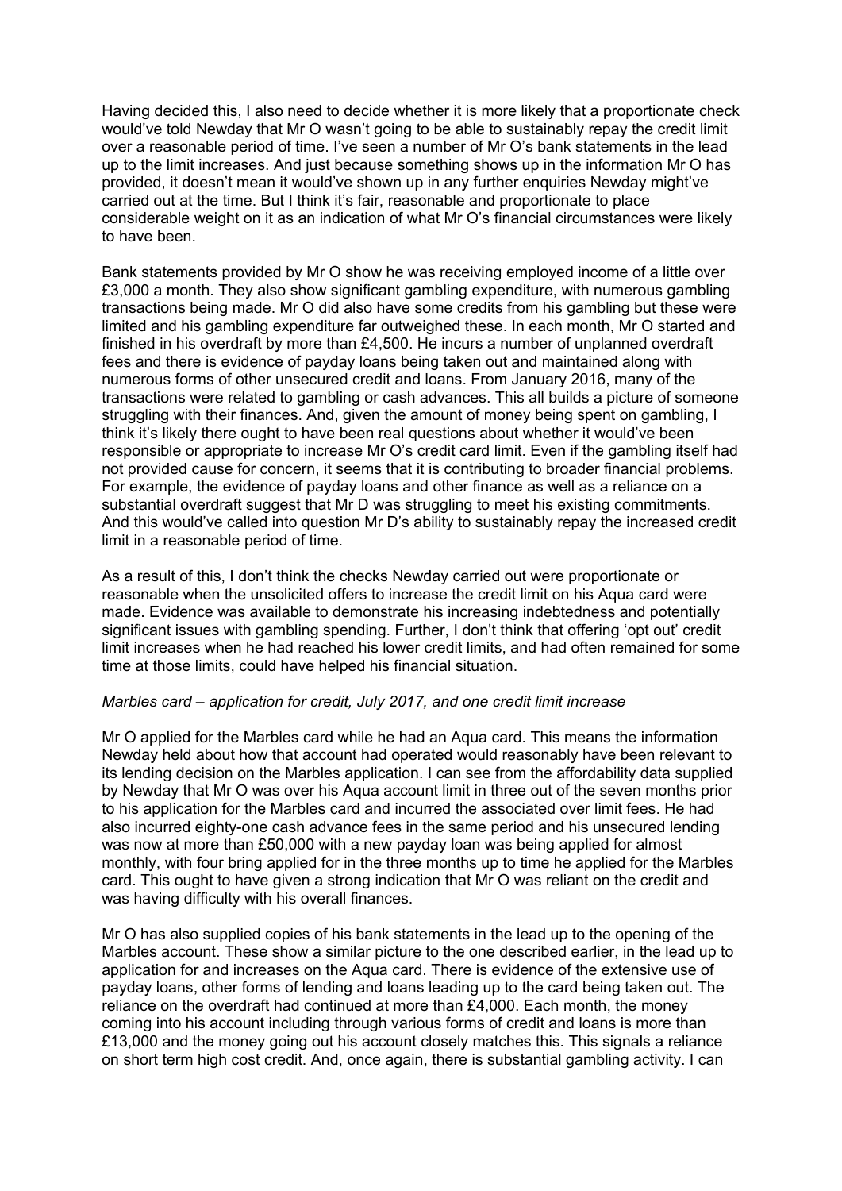Having decided this, I also need to decide whether it is more likely that a proportionate check would've told Newday that Mr O wasn't going to be able to sustainably repay the credit limit over a reasonable period of time. I've seen a number of Mr O's bank statements in the lead up to the limit increases. And just because something shows up in the information Mr O has provided, it doesn't mean it would've shown up in any further enquiries Newday might've carried out at the time. But I think it's fair, reasonable and proportionate to place considerable weight on it as an indication of what Mr O's financial circumstances were likely to have been.

Bank statements provided by Mr O show he was receiving employed income of a little over £3,000 a month. They also show significant gambling expenditure, with numerous gambling transactions being made. Mr O did also have some credits from his gambling but these were limited and his gambling expenditure far outweighed these. In each month, Mr O started and finished in his overdraft by more than £4,500. He incurs a number of unplanned overdraft fees and there is evidence of payday loans being taken out and maintained along with numerous forms of other unsecured credit and loans. From January 2016, many of the transactions were related to gambling or cash advances. This all builds a picture of someone struggling with their finances. And, given the amount of money being spent on gambling, I think it's likely there ought to have been real questions about whether it would've been responsible or appropriate to increase Mr O's credit card limit. Even if the gambling itself had not provided cause for concern, it seems that it is contributing to broader financial problems. For example, the evidence of payday loans and other finance as well as a reliance on a substantial overdraft suggest that Mr D was struggling to meet his existing commitments. And this would've called into question Mr D's ability to sustainably repay the increased credit limit in a reasonable period of time.

As a result of this, I don't think the checks Newday carried out were proportionate or reasonable when the unsolicited offers to increase the credit limit on his Aqua card were made. Evidence was available to demonstrate his increasing indebtedness and potentially significant issues with gambling spending. Further, I don't think that offering 'opt out' credit limit increases when he had reached his lower credit limits, and had often remained for some time at those limits, could have helped his financial situation.

*Marbles card – application for credit, July 2017, and one credit limit increase*

Mr O applied for the Marbles card while he had an Aqua card. This means the information Newday held about how that account had operated would reasonably have been relevant to its lending decision on the Marbles application. I can see from the affordability data supplied by Newday that Mr O was over his Aqua account limit in three out of the seven months prior to his application for the Marbles card and incurred the associated over limit fees. He had also incurred eighty-one cash advance fees in the same period and his unsecured lending was now at more than £50,000 with a new payday loan was being applied for almost monthly, with four bring applied for in the three months up to time he applied for the Marbles card. This ought to have given a strong indication that Mr O was reliant on the credit and was having difficulty with his overall finances.

Mr O has also supplied copies of his bank statements in the lead up to the opening of the Marbles account. These show a similar picture to the one described earlier, in the lead up to application for and increases on the Aqua card. There is evidence of the extensive use of payday loans, other forms of lending and loans leading up to the card being taken out. The reliance on the overdraft had continued at more than £4,000. Each month, the money coming into his account including through various forms of credit and loans is more than £13,000 and the money going out his account closely matches this. This signals a reliance on short term high cost credit. And, once again, there is substantial gambling activity. I can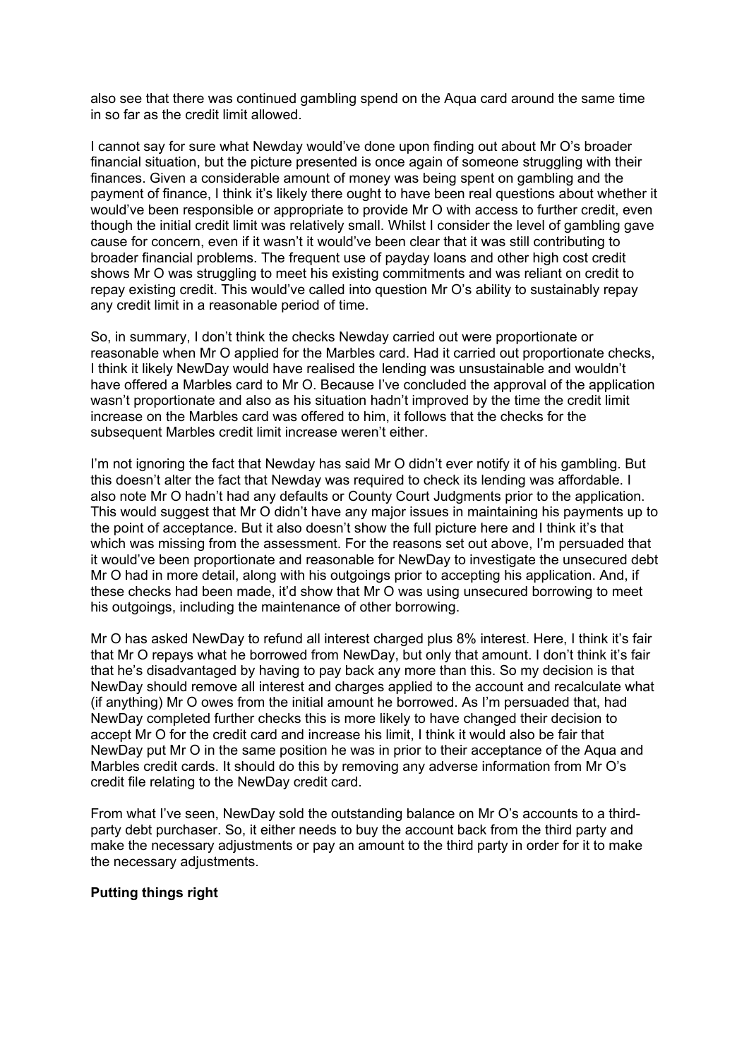also see that there was continued gambling spend on the Aqua card around the same time in so far as the credit limit allowed.

I cannot say for sure what Newday would've done upon finding out about Mr O's broader financial situation, but the picture presented is once again of someone struggling with their finances. Given a considerable amount of money was being spent on gambling and the payment of finance, I think it's likely there ought to have been real questions about whether it would've been responsible or appropriate to provide Mr O with access to further credit, even though the initial credit limit was relatively small. Whilst I consider the level of gambling gave cause for concern, even if it wasn't it would've been clear that it was still contributing to broader financial problems. The frequent use of payday loans and other high cost credit shows Mr O was struggling to meet his existing commitments and was reliant on credit to repay existing credit. This would've called into question Mr O's ability to sustainably repay any credit limit in a reasonable period of time.

So, in summary, I don't think the checks Newday carried out were proportionate or reasonable when Mr O applied for the Marbles card. Had it carried out proportionate checks, I think it likely NewDay would have realised the lending was unsustainable and wouldn't have offered a Marbles card to Mr O. Because I've concluded the approval of the application wasn't proportionate and also as his situation hadn't improved by the time the credit limit increase on the Marbles card was offered to him, it follows that the checks for the subsequent Marbles credit limit increase weren't either.

I'm not ignoring the fact that Newday has said Mr O didn't ever notify it of his gambling. But this doesn't alter the fact that Newday was required to check its lending was affordable. I also note Mr O hadn't had any defaults or County Court Judgments prior to the application. This would suggest that Mr O didn't have any major issues in maintaining his payments up to the point of acceptance. But it also doesn't show the full picture here and I think it's that which was missing from the assessment. For the reasons set out above, I'm persuaded that it would've been proportionate and reasonable for NewDay to investigate the unsecured debt Mr O had in more detail, along with his outgoings prior to accepting his application. And, if these checks had been made, it'd show that Mr O was using unsecured borrowing to meet his outgoings, including the maintenance of other borrowing.

Mr O has asked NewDay to refund all interest charged plus 8% interest. Here, I think it's fair that Mr O repays what he borrowed from NewDay, but only that amount. I don't think it's fair that he's disadvantaged by having to pay back any more than this. So my decision is that NewDay should remove all interest and charges applied to the account and recalculate what (if anything) Mr O owes from the initial amount he borrowed. As I'm persuaded that, had NewDay completed further checks this is more likely to have changed their decision to accept Mr O for the credit card and increase his limit, I think it would also be fair that NewDay put Mr O in the same position he was in prior to their acceptance of the Aqua and Marbles credit cards. It should do this by removing any adverse information from Mr O's credit file relating to the NewDay credit card.

From what I've seen, NewDay sold the outstanding balance on Mr O's accounts to a third-party debt purchaser. So, it either needs to buy the account back from the third party and make the necessary adjustments or pay an amount to the third party in order for it to make the necessary adjustments.

**Putting things right**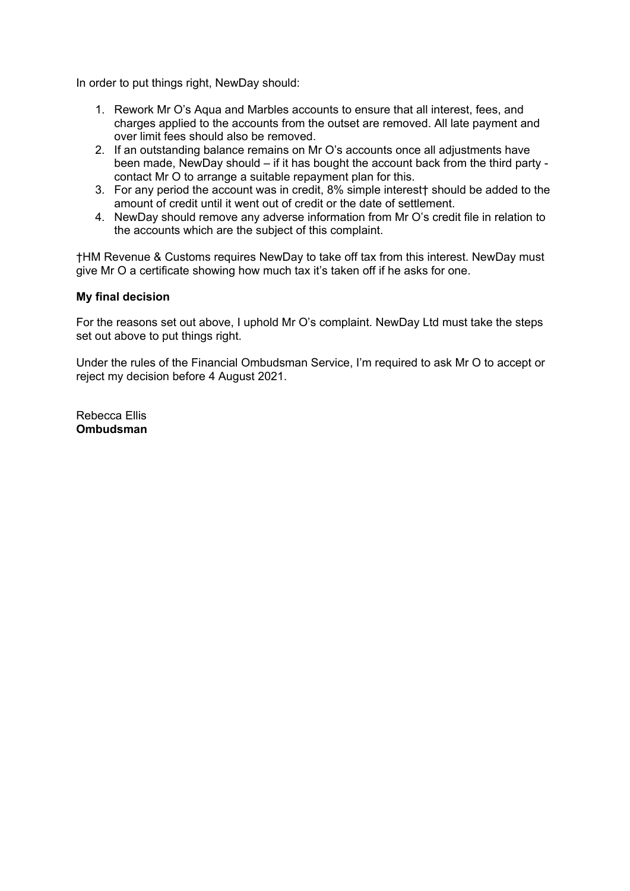In order to put things right, NewDay should:

1. Rework Mr O's Aqua and Marbles accounts to ensure that all interest, fees, and charges applied to the accounts from the outset are removed. All late payment and over limit fees should also be removed.
2. If an outstanding balance remains on Mr O's accounts once all adjustments have been made, NewDay should – if it has bought the account back from the third party - contact Mr O to arrange a suitable repayment plan for this.
3. For any period the account was in credit, 8% simple interest† should be added to the amount of credit until it went out of credit or the date of settlement.
4. NewDay should remove any adverse information from Mr O's credit file in relation to the accounts which are the subject of this complaint.

†HM Revenue & Customs requires NewDay to take off tax from this interest. NewDay must give Mr O a certificate showing how much tax it's taken off if he asks for one.

**My final decision**

For the reasons set out above, I uphold Mr O's complaint. NewDay Ltd must take the steps set out above to put things right.

Under the rules of the Financial Ombudsman Service, I'm required to ask Mr O to accept or reject my decision before 4 August 2021.

Rebecca Ellis
**Ombudsman**